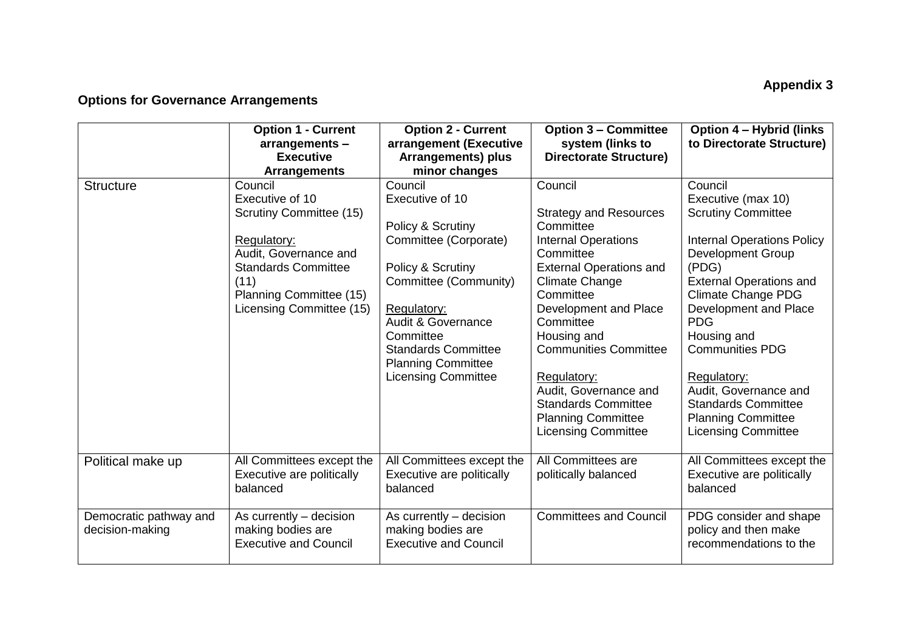**Appendix 3**

**Options for Governance Arrangements**

| | **Option 1 - Current arrangements – Executive Arrangements** | **Option 2 - Current arrangement (Executive Arrangements) plus minor changes** | **Option 3 – Committee system (links to Directorate Structure)** | **Option 4 – Hybrid (links to Directorate Structure)** |
|---|---|---|---|---|
| Structure | Council<br>Executive of 10<br>Scrutiny Committee (15)<br><br><u>Regulatory:</u><br>Audit, Governance and Standards Committee (11)<br>Planning Committee (15)<br>Licensing Committee (15) | Council<br>Executive of 10<br><br>Policy & Scrutiny Committee (Corporate)<br><br>Policy & Scrutiny Committee (Community)<br><br><u>Regulatory:</u><br>Audit & Governance Committee<br>Standards Committee<br>Planning Committee<br>Licensing Committee | Council<br><br>Strategy and Resources Committee<br>Internal Operations Committee<br>External Operations and Climate Change Committee<br>Development and Place Committee<br>Housing and Communities Committee<br><br><u>Regulatory:</u><br>Audit, Governance and Standards Committee<br>Planning Committee<br>Licensing Committee | Council<br>Executive (max 10)<br>Scrutiny Committee<br><br>Internal Operations Policy Development Group (PDG)<br>External Operations and Climate Change PDG<br>Development and Place PDG<br>Housing and Communities PDG<br><br><u>Regulatory:</u><br>Audit, Governance and Standards Committee<br>Planning Committee<br>Licensing Committee |
| Political make up | All Committees except the Executive are politically balanced | All Committees except the Executive are politically balanced | All Committees are politically balanced | All Committees except the Executive are politically balanced |
| Democratic pathway and decision-making | As currently – decision making bodies are Executive and Council | As currently – decision making bodies are Executive and Council | Committees and Council | PDG consider and shape policy and then make recommendations to the |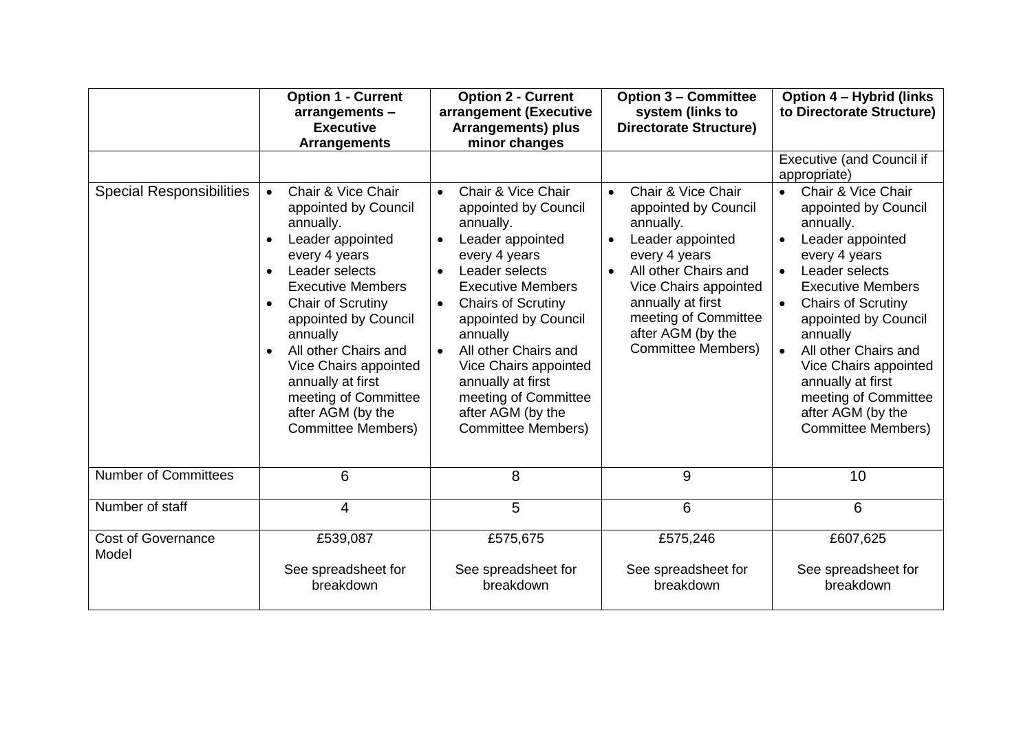| | Option 1 - Current arrangements – Executive Arrangements | Option 2 - Current arrangement (Executive Arrangements) plus minor changes | Option 3 – Committee system (links to Directorate Structure) | Option 4 – Hybrid (links to Directorate Structure) |
|---|---|---|---|---|
| | | | | Executive (and Council if appropriate) |
| Special Responsibilities | • Chair & Vice Chair appointed by Council annually. • Leader appointed every 4 years • Leader selects Executive Members • Chair of Scrutiny appointed by Council annually • All other Chairs and Vice Chairs appointed annually at first meeting of Committee after AGM (by the Committee Members) | • Chair & Vice Chair appointed by Council annually. • Leader appointed every 4 years • Leader selects Executive Members • Chairs of Scrutiny appointed by Council annually • All other Chairs and Vice Chairs appointed annually at first meeting of Committee after AGM (by the Committee Members) | • Chair & Vice Chair appointed by Council annually. • Leader appointed every 4 years • All other Chairs and Vice Chairs appointed annually at first meeting of Committee after AGM (by the Committee Members) | • Chair & Vice Chair appointed by Council annually. • Leader appointed every 4 years • Leader selects Executive Members • Chairs of Scrutiny appointed by Council annually • All other Chairs and Vice Chairs appointed annually at first meeting of Committee after AGM (by the Committee Members) |
| Number of Committees | 6 | 8 | 9 | 10 |
| Number of staff | 4 | 5 | 6 | 6 |
| Cost of Governance Model | £539,087<br><br>See spreadsheet for breakdown | £575,675<br><br>See spreadsheet for breakdown | £575,246<br><br>See spreadsheet for breakdown | £607,625<br><br>See spreadsheet for breakdown |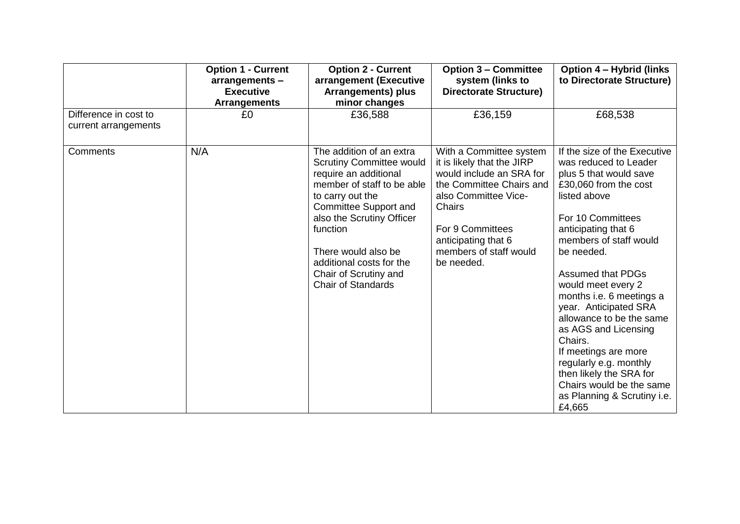| | **Option 1 - Current arrangements – Executive Arrangements** | **Option 2 - Current arrangement (Executive Arrangements) plus minor changes** | **Option 3 – Committee system (links to Directorate Structure)** | **Option 4 – Hybrid (links to Directorate Structure)** |
|---|---|---|---|---|
| Difference in cost to current arrangements | £0 | £36,588 | £36,159 | £68,538 |
| Comments | N/A | The addition of an extra Scrutiny Committee would require an additional member of staff to be able to carry out the Committee Support and also the Scrutiny Officer function<br><br>There would also be additional costs for the Chair of Scrutiny and Chair of Standards | With a Committee system it is likely that the JIRP would include an SRA for the Committee Chairs and also Committee Vice-Chairs<br><br>For 9 Committees anticipating that 6 members of staff would be needed. | If the size of the Executive was reduced to Leader plus 5 that would save £30,060 from the cost listed above<br><br>For 10 Committees anticipating that 6 members of staff would be needed.<br><br>Assumed that PDGs would meet every 2 months i.e. 6 meetings a year. Anticipated SRA allowance to be the same as AGS and Licensing Chairs.<br>If meetings are more regularly e.g. monthly then likely the SRA for Chairs would be the same as Planning & Scrutiny i.e. £4,665 |